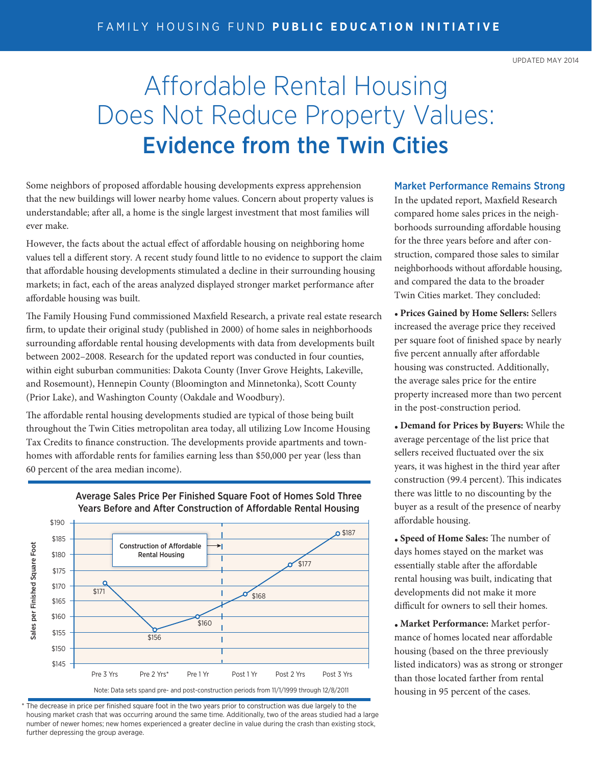FAMILY HOUSING FUND **PUBLIC EDUCATION INITIATIVE**

UPDATED MAY 2014

# Affordable Rental Housing Does Not Reduce Property Values: **Evidence from the Twin Cities**

Some neighbors of proposed affordable housing developments express apprehension that the new buildings will lower nearby home values. Concern about property values is understandable; after all, a home is the single largest investment that most families will ever make.

However, the facts about the actual effect of affordable housing on neighboring home values tell a different story. A recent study found little to no evidence to support the claim that affordable housing developments stimulated a decline in their surrounding housing markets; in fact, each of the areas analyzed displayed stronger market performance after affordable housing was built.

The Family Housing Fund commissioned Maxfield Research, a private real estate research firm, to update their original study (published in 2000) of home sales in neighborhoods surrounding affordable rental housing developments with data from developments built between 2002–2008. Research for the updated report was conducted in four counties, within eight suburban communities: Dakota County (Inver Grove Heights, Lakeville, and Rosemount), Hennepin County (Bloomington and Minnetonka), Scott County (Prior Lake), and Washington County (Oakdale and Woodbury).

The affordable rental housing developments studied are typical of those being built throughout the Twin Cities metropolitan area today, all utilizing Low Income Housing Tax Credits to finance construction. The developments provide apartments and townhomes with affordable rents for families earning less than $50,000 per year (less than 60 percent of the area median income).

**Average Sales Price Per Finished Square Foot of Homes Sold Three Years Before and After Construction of Affordable Rental Housing**

| Period | Sales per Finished Square Foot |
|---|---|
| Pre 3 Yrs | $171 |
| Pre 2 Yrs* | $156 |
| Pre 1 Yr | $160 |
| *Construction of Affordable Rental Housing* | |
| Post 1 Yr | $168 |
| Post 2 Yrs | $177 |
| Post 3 Yrs | $187 |

Note: Data sets spand pre- and post-construction periods from 11/1/1999 through 12/8/2011

\* The decrease in price per finished square foot in the two years prior to construction was due largely to the housing market crash that was occurring around the same time. Additionally, two of the areas studied had a large number of newer homes; new homes experienced a greater decline in value during the crash than existing stock, further depressing the group average.

## Market Performance Remains Strong

In the updated report, Maxfield Research compared home sales prices in the neighborhoods surrounding affordable housing for the three years before and after construction, compared those sales to similar neighborhoods without affordable housing, and compared the data to the broader Twin Cities market. They concluded:

- **Prices Gained by Home Sellers:** Sellers increased the average price they received per square foot of finished space by nearly five percent annually after affordable housing was constructed. Additionally, the average sales price for the entire property increased more than two percent in the post-construction period.
- **Demand for Prices by Buyers:** While the average percentage of the list price that sellers received fluctuated over the six years, it was highest in the third year after construction (99.4 percent). This indicates there was little to no discounting by the buyer as a result of the presence of nearby affordable housing.
- **Speed of Home Sales:** The number of days homes stayed on the market was essentially stable after the affordable rental housing was built, indicating that developments did not make it more difficult for owners to sell their homes.
- **Market Performance:** Market performance of homes located near affordable housing (based on the three previously listed indicators) was as strong or stronger than those located farther from rental housing in 95 percent of the cases.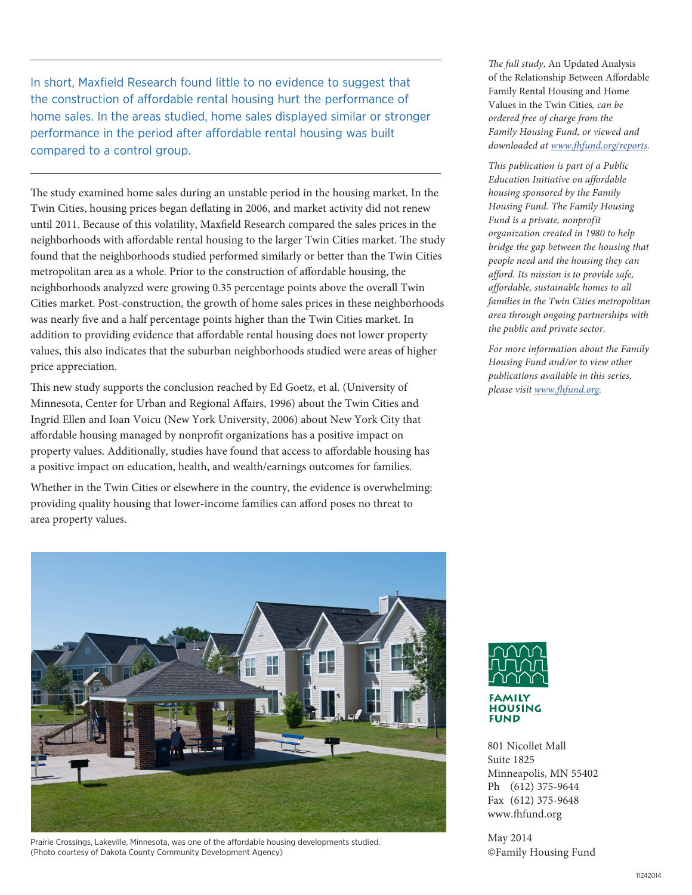In short, Maxfield Research found little to no evidence to suggest that the construction of affordable rental housing hurt the performance of home sales. In the areas studied, home sales displayed similar or stronger performance in the period after affordable rental housing was built compared to a control group.

The study examined home sales during an unstable period in the housing market. In the Twin Cities, housing prices began deflating in 2006, and market activity did not renew until 2011. Because of this volatility, Maxfield Research compared the sales prices in the neighborhoods with affordable rental housing to the larger Twin Cities market. The study found that the neighborhoods studied performed similarly or better than the Twin Cities metropolitan area as a whole. Prior to the construction of affordable housing, the neighborhoods analyzed were growing 0.35 percentage points above the overall Twin Cities market. Post-construction, the growth of home sales prices in these neighborhoods was nearly five and a half percentage points higher than the Twin Cities market. In addition to providing evidence that affordable rental housing does not lower property values, this also indicates that the suburban neighborhoods studied were areas of higher price appreciation.

This new study supports the conclusion reached by Ed Goetz, et al. (University of Minnesota, Center for Urban and Regional Affairs, 1996) about the Twin Cities and Ingrid Ellen and Ioan Voicu (New York University, 2006) about New York City that affordable housing managed by nonprofit organizations has a positive impact on property values. Additionally, studies have found that access to affordable housing has a positive impact on education, health, and wealth/earnings outcomes for families.

Whether in the Twin Cities or elsewhere in the country, the evidence is overwhelming: providing quality housing that lower-income families can afford poses no threat to area property values.

Prairie Crossings, Lakeville, Minnesota, was one of the affordable housing developments studied. (Photo courtesy of Dakota County Community Development Agency)

*The full study,* An Updated Analysis of the Relationship Between Affordable Family Rental Housing and Home Values in the Twin Cities*, can be ordered free of charge from the Family Housing Fund, or viewed and downloaded at www.fhfund.org/reports.*

*This publication is part of a Public Education Initiative on affordable housing sponsored by the Family Housing Fund. The Family Housing Fund is a private, nonprofit organization created in 1980 to help bridge the gap between the housing that people need and the housing they can afford. Its mission is to provide safe, affordable, sustainable homes to all families in the Twin Cities metropolitan area through ongoing partnerships with the public and private sector.*

*For more information about the Family Housing Fund and/or to view other publications available in this series, please visit www.fhfund.org.*

FAMILY HOUSING FUND

801 Nicollet Mall
Suite 1825
Minneapolis, MN 55402
Ph (612) 375-9644
Fax (612) 375-9648
www.fhfund.org

May 2014
©Family Housing Fund

11242014